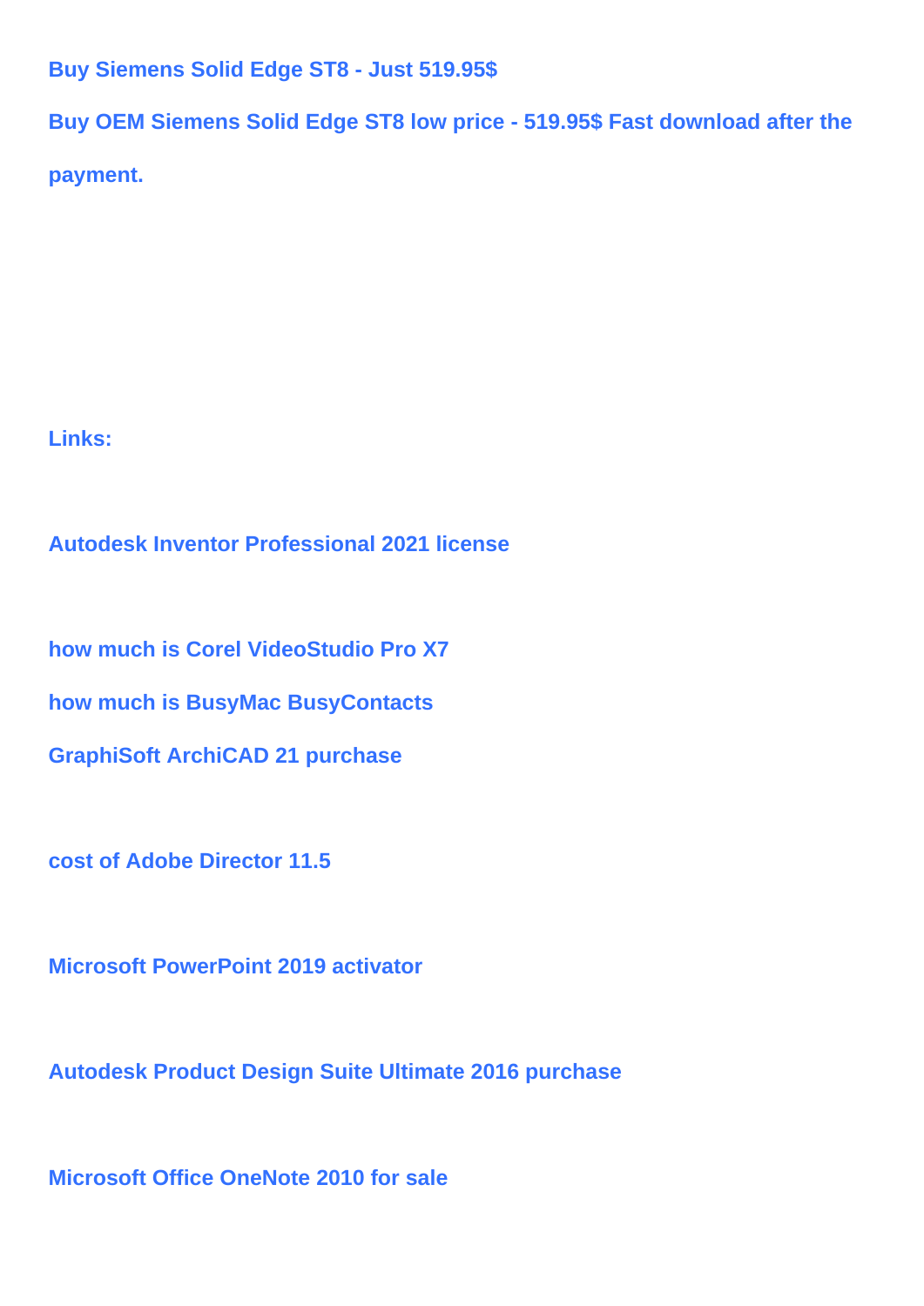**Buy Siemens Solid Edge ST8 - Just 519.95$**

**Buy OEM Siemens Solid Edge ST8 low price - 519.95$ Fast download after the payment.**

**Links:**

**Autodesk Inventor Professional 2021 license**

**how much is Corel VideoStudio Pro X7**

**how much is BusyMac BusyContacts**

**GraphiSoft ArchiCAD 21 purchase**

**cost of Adobe Director 11.5**

**Microsoft PowerPoint 2019 activator**

**Autodesk Product Design Suite Ultimate 2016 purchase**

**Microsoft Office OneNote 2010 for sale**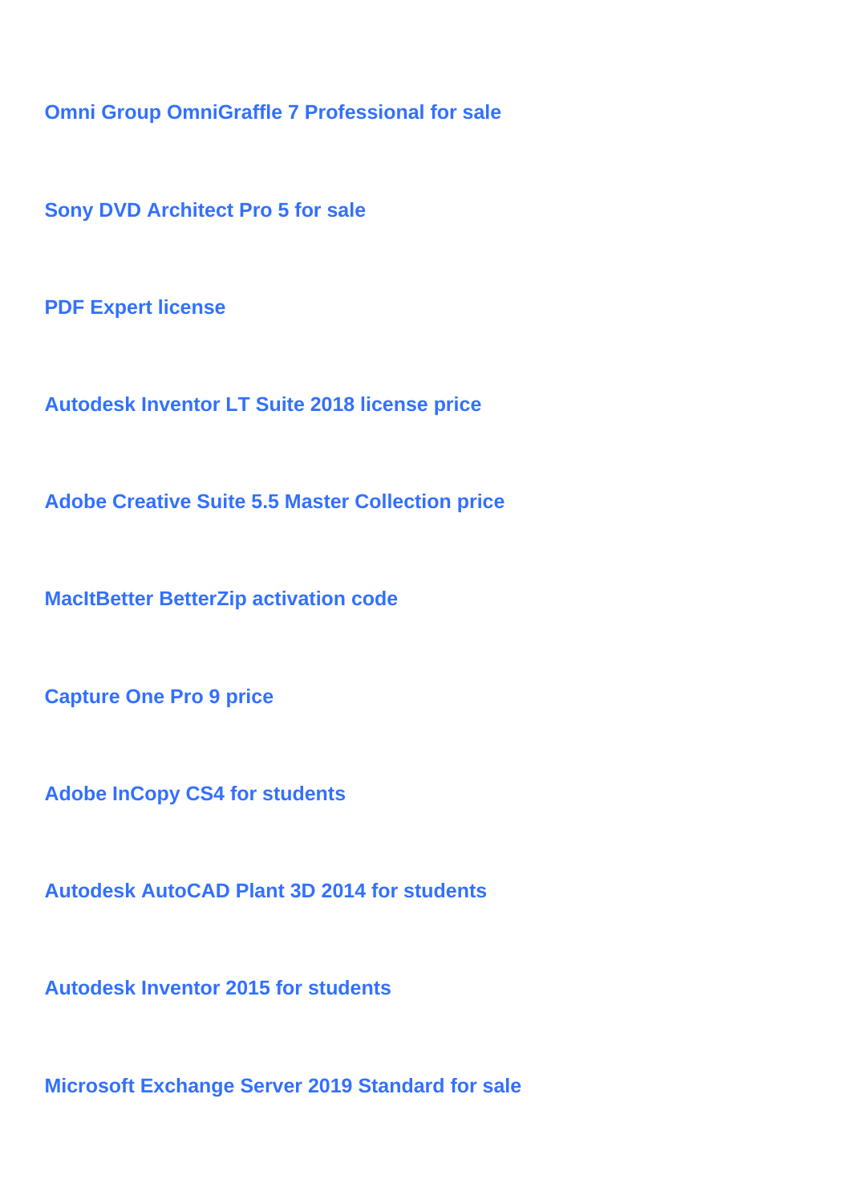**Omni Group OmniGraffle 7 Professional for sale**

**Sony DVD Architect Pro 5 for sale**

**PDF Expert license**

**Autodesk Inventor LT Suite 2018 license price**

**Adobe Creative Suite 5.5 Master Collection price**

**MacItBetter BetterZip activation code**

**Capture One Pro 9 price**

**Adobe InCopy CS4 for students**

**Autodesk AutoCAD Plant 3D 2014 for students**

**Autodesk Inventor 2015 for students**

**Microsoft Exchange Server 2019 Standard for sale**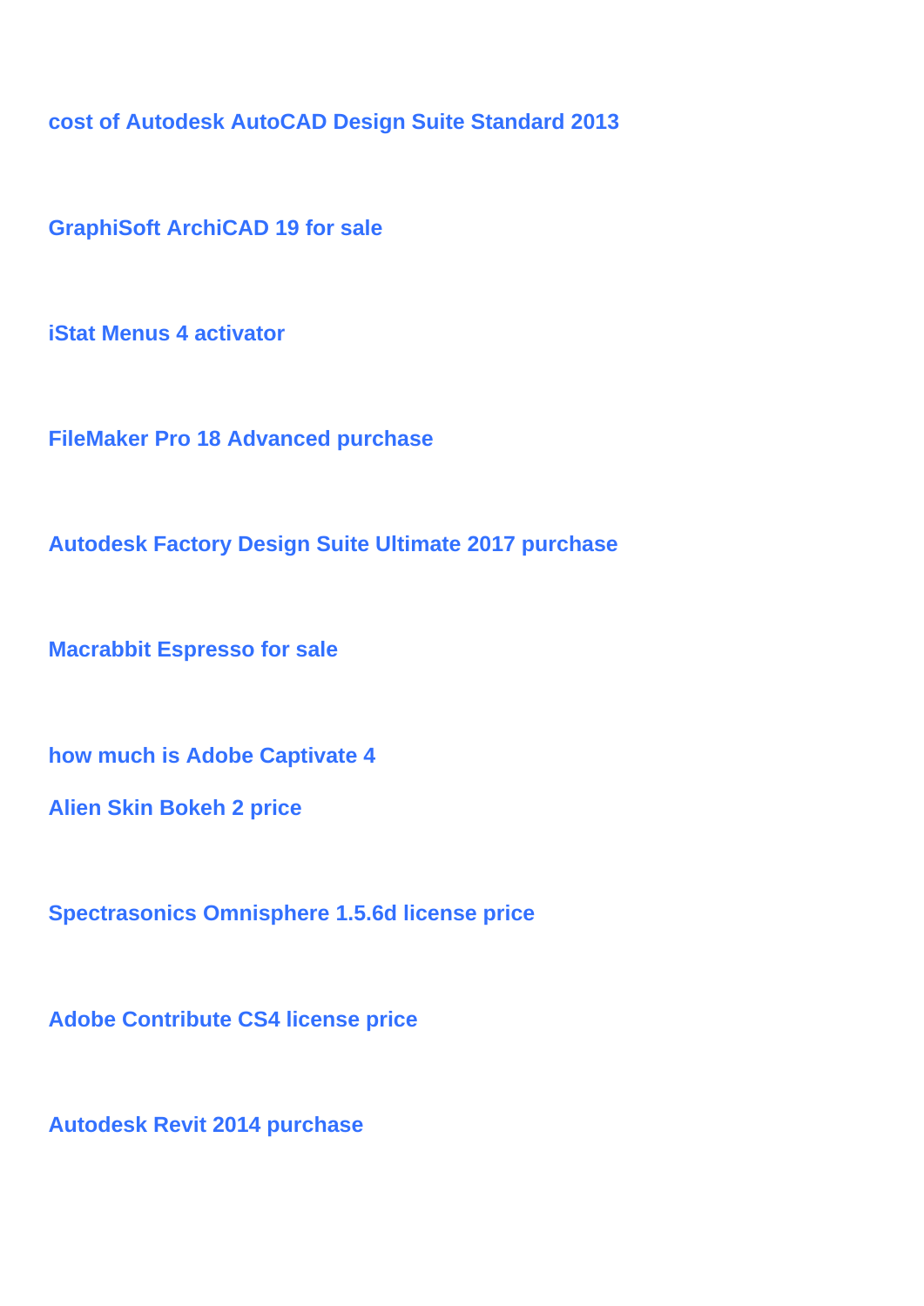**cost of Autodesk AutoCAD Design Suite Standard 2013**

**GraphiSoft ArchiCAD 19 for sale**

**iStat Menus 4 activator**

**FileMaker Pro 18 Advanced purchase**

**Autodesk Factory Design Suite Ultimate 2017 purchase**

**Macrabbit Espresso for sale**

**how much is Adobe Captivate 4**

**Alien Skin Bokeh 2 price**

**Spectrasonics Omnisphere 1.5.6d license price**

**Adobe Contribute CS4 license price**

**Autodesk Revit 2014 purchase**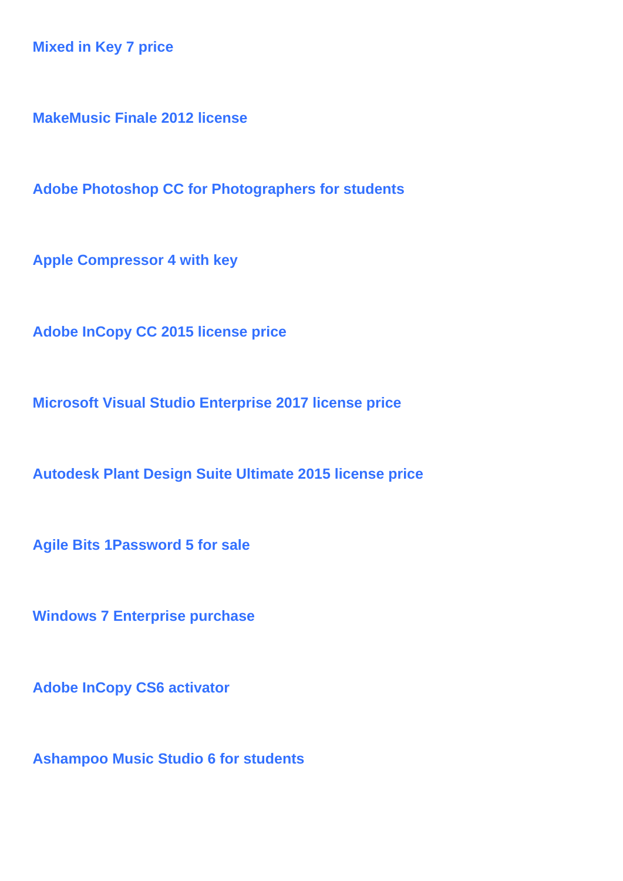**Mixed in Key 7 price**

**MakeMusic Finale 2012 license**

**Adobe Photoshop CC for Photographers for students**

**Apple Compressor 4 with key**

**Adobe InCopy CC 2015 license price**

**Microsoft Visual Studio Enterprise 2017 license price**

**Autodesk Plant Design Suite Ultimate 2015 license price**

**Agile Bits 1Password 5 for sale**

**Windows 7 Enterprise purchase**

**Adobe InCopy CS6 activator**

**Ashampoo Music Studio 6 for students**